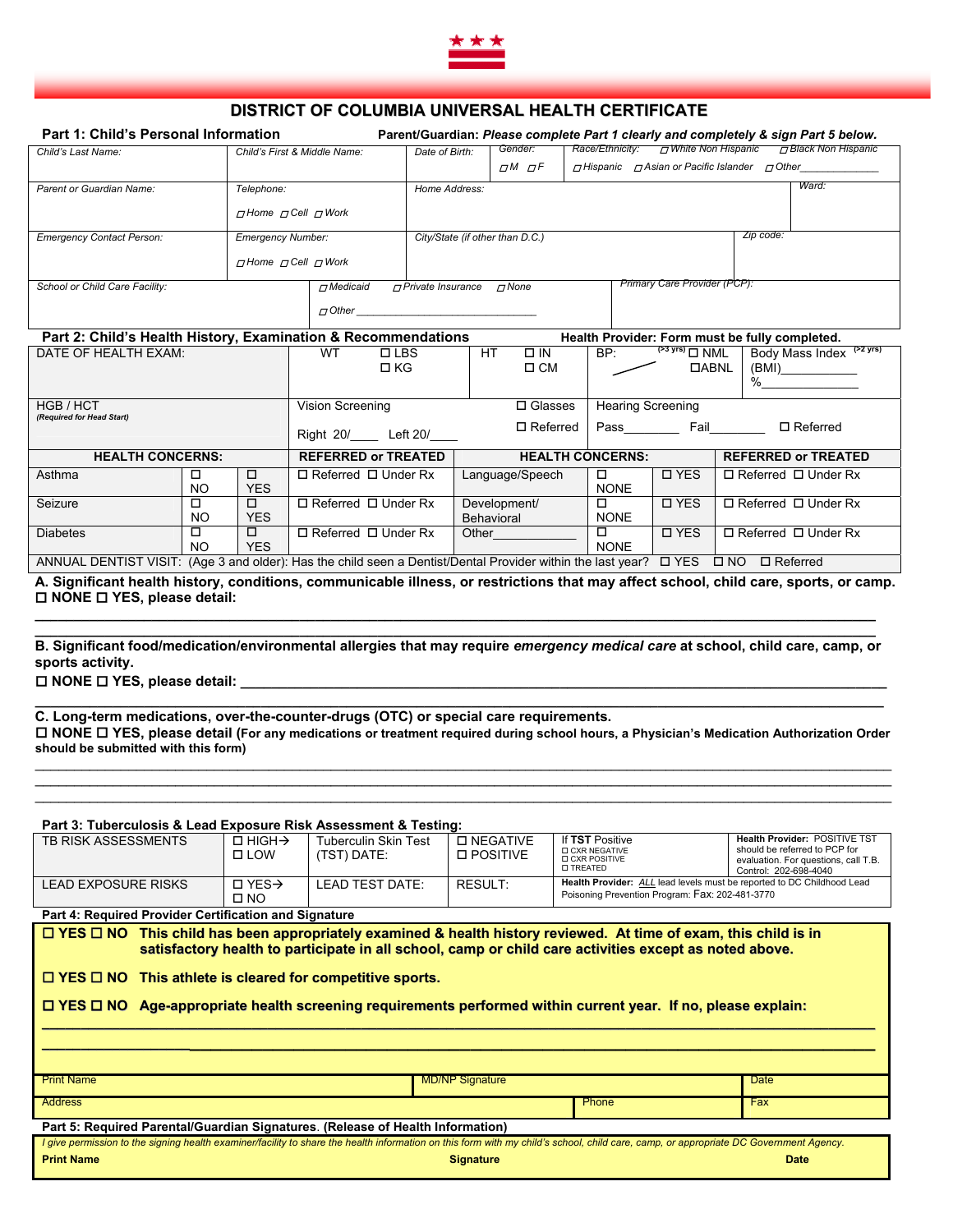# DISTRICT OF COLUMBIA UNIVERSAL HEALTH CERTIFICATE

**Part 1: Child's Personal Information** — **Parent/Guardian:** ***Please complete Part 1 clearly and completely & sign Part 5 below.***

| Child's Last Name: | Child's First & Middle Name: | Date of Birth: | Gender: ☐M ☐F | Race/Ethnicity: ☐White Non Hispanic ☐Black Non Hispanic ☐Hispanic ☐Asian or Pacific Islander ☐Other_____________ |
|---|---|---|---|---|
| Parent or Guardian Name: | Telephone: ☐Home ☐Cell ☐Work | Home Address: | | Ward: |
| Emergency Contact Person: | Emergency Number: ☐Home ☐Cell ☐Work | City/State (if other than D.C.) | | Zip code: |
| School or Child Care Facility: | ☐Medicaid ☐Private Insurance ☐None ☐Other ___________________________ | | Primary Care Provider (PCP): | |

**Part 2: Child's Health History, Examination & Recommendations** — **Health Provider: Form must be fully completed.**

| DATE OF HEALTH EXAM: | WT ☐LBS ☐KG | HT ☐IN ☐CM | BP: (>3 yrs) ☐NML ☐ABNL | Body Mass Index (>2 yrs) (BMI)__________ %__________ |
|---|---|---|---|---|
| HGB / HCT (Required for Head Start) | Vision Screening Right 20/____ Left 20/____ | ☐Glasses ☐Referred | Hearing Screening Pass________ Fail________ ☐Referred | |

| HEALTH CONCERNS: | | | REFERRED or TREATED | HEALTH CONCERNS: | | | REFERRED or TREATED |
|---|---|---|---|---|---|---|---|
| Asthma | ☐ NO | ☐ YES | ☐Referred ☐Under Rx | Language/Speech | ☐ NONE | ☐YES | ☐Referred ☐Under Rx |
| Seizure | ☐ NO | ☐ YES | ☐Referred ☐Under Rx | Development/ Behavioral | ☐ NONE | ☐YES | ☐Referred ☐Under Rx |
| Diabetes | ☐ NO | ☐ YES | ☐Referred ☐Under Rx | Other__________ | ☐ NONE | ☐YES | ☐Referred ☐Under Rx |

ANNUAL DENTIST VISIT: (Age 3 and older): Has the child seen a Dentist/Dental Provider within the last year? ☐YES ☐NO ☐Referred

**A. Significant health history, conditions, communicable illness, or restrictions that may affect school, child care, sports, or camp.**
**☐NONE ☐YES, please detail:**

______________________________________________________________________________

______________________________________________________________________________

**B. Significant food/medication/environmental allergies that may require *emergency medical care* at school, child care, camp, or sports activity.**
**☐NONE ☐YES, please detail:** ______________________________________________________________

______________________________________________________________________________

**C. Long-term medications, over-the-counter-drugs (OTC) or special care requirements.**
**☐NONE ☐YES, please detail (For any medications or treatment required during school hours, a Physician's Medication Authorization Order should be submitted with this form)**

______________________________________________________________________________

______________________________________________________________________________

______________________________________________________________________________

**Part 3: Tuberculosis & Lead Exposure Risk Assessment & Testing:**

| TB RISK ASSESSMENTS | ☐HIGH→ ☐LOW | Tuberculin Skin Test (TST) DATE: | ☐NEGATIVE ☐POSITIVE | If **TST** Positive ☐CXR NEGATIVE ☐CXR POSITIVE ☐TREATED | **Health Provider:** POSITIVE TST should be referred to PCP for evaluation. For questions, call T.B. Control: 202-698-4040 |
|---|---|---|---|---|---|
| LEAD EXPOSURE RISKS | ☐YES→ ☐NO | LEAD TEST DATE: | RESULT: | **Health Provider:** *ALL* lead levels must be reported to DC Childhood Lead Poisoning Prevention Program: Fax: 202-481-3770 | |

**Part 4: Required Provider Certification and Signature**

**☐YES ☐NO This child has been appropriately examined & health history reviewed. At time of exam, this child is in satisfactory health to participate in all school, camp or child care activities except as noted above.**

**☐YES ☐NO This athlete is cleared for competitive sports.**

**☐YES ☐NO Age-appropriate health screening requirements performed within current year. If no, please explain:**

______________________________________________________________________________

______________________________________________________________________________

| Print Name | MD/NP Signature | | Date |
|---|---|---|---|
| Address | | Phone | Fax |

**Part 5: Required Parental/Guardian Signatures. (Release of Health Information)**

*I give permission to the signing health examiner/facility to share the health information on this form with my child's school, child care, camp, or appropriate DC Government Agency.*

| Print Name | Signature | Date |
|---|---|---|
| | | |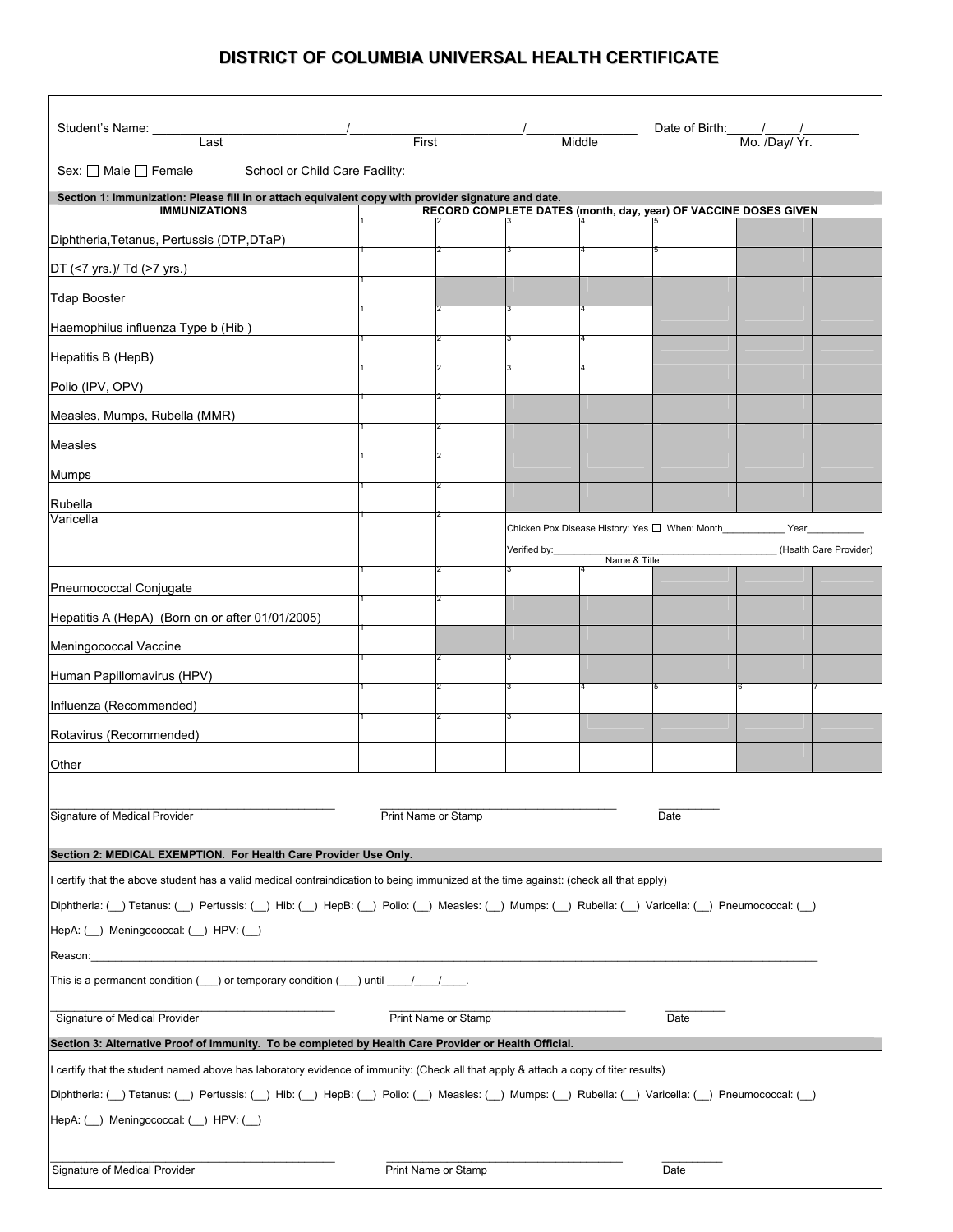# DISTRICT OF COLUMBIA UNIVERSAL HEALTH CERTIFICATE

Student's Name: ___________________________/_________________________/________________ Date of Birth:_____/_____/________

Last First Middle Mo. /Day/ Yr.

Sex: ☐ Male ☐ Female School or Child Care Facility:_______________________________________________________________

**Section 1: Immunization: Please fill in or attach equivalent copy with provider signature and date.**

| IMMUNIZATIONS | RECORD COMPLETE DATES (month, day, year) OF VACCINE DOSES GIVEN | | | | | | |
|---|---|---|---|---|---|---|---|
| Diphtheria,Tetanus, Pertussis (DTP,DTaP) | 1 | 2 | 3 | 4 | 5 | | |
| DT (<7 yrs.)/ Td (>7 yrs.) | 1 | 2 | 3 | 4 | 5 | | |
| Tdap Booster | 1 | | | | | | |
| Haemophilus influenza Type b (Hib ) | 1 | 2 | 3 | 4 | | | |
| Hepatitis B (HepB) | 1 | 2 | 3 | 4 | | | |
| Polio (IPV, OPV) | 1 | 2 | 3 | 4 | | | |
| Measles, Mumps, Rubella (MMR) | 1 | 2 | | | | | |
| Measles | 1 | 2 | | | | | |
| Mumps | 1 | 2 | | | | | |
| Rubella | 1 | 2 | | | | | |
| Varicella | 1 | 2 | Chicken Pox Disease History: Yes ☐ When: Month___________ Year__________ Verified by:_______________________________ (Health Care Provider) Name & Title | | | | |
| Pneumococcal Conjugate | 1 | 2 | 3 | 4 | | | |
| Hepatitis A (HepA) (Born on or after 01/01/2005) | 1 | 2 | | | | | |
| Meningococcal Vaccine | 1 | | | | | | |
| Human Papillomavirus (HPV) | 1 | 2 | 3 | | | | |
| Influenza (Recommended) | 1 | 2 | 3 | 4 | 5 | 6 | 7 |
| Rotavirus (Recommended) | 1 | 2 | 3 | | | | |
| Other | | | | | | | |

_____________________________________________ ____________________________________ __________

Signature of Medical Provider Print Name or Stamp Date

**Section 2: MEDICAL EXEMPTION. For Health Care Provider Use Only.**

I certify that the above student has a valid medical contraindication to being immunized at the time against: (check all that apply)

Diphtheria: (__) Tetanus: (__) Pertussis: (__) Hib: (__) HepB: (__) Polio: (__) Measles: (__) Mumps: (__) Rubella: (__) Varicella: (__) Pneumococcal: (__)

HepA: (__) Meningococcal: (__) HPV: (__)

Reason:_______________________________________________________________________________________________________

This is a permanent condition (___) or temporary condition (___) until ____/____/____.

_____________________________________________ ____________________________________ __________

Signature of Medical Provider Print Name or Stamp Date

**Section 3: Alternative Proof of Immunity. To be completed by Health Care Provider or Health Official.**

I certify that the student named above has laboratory evidence of immunity: (Check all that apply & attach a copy of titer results)

Diphtheria: (__) Tetanus: (__) Pertussis: (__) Hib: (__) HepB: (__) Polio: (__) Measles: (__) Mumps: (__) Rubella: (__) Varicella: (__) Pneumococcal: (__)

HepA: (__) Meningococcal: (__) HPV: (__)

_____________________________________________ ____________________________________ __________

Signature of Medical Provider Print Name or Stamp Date